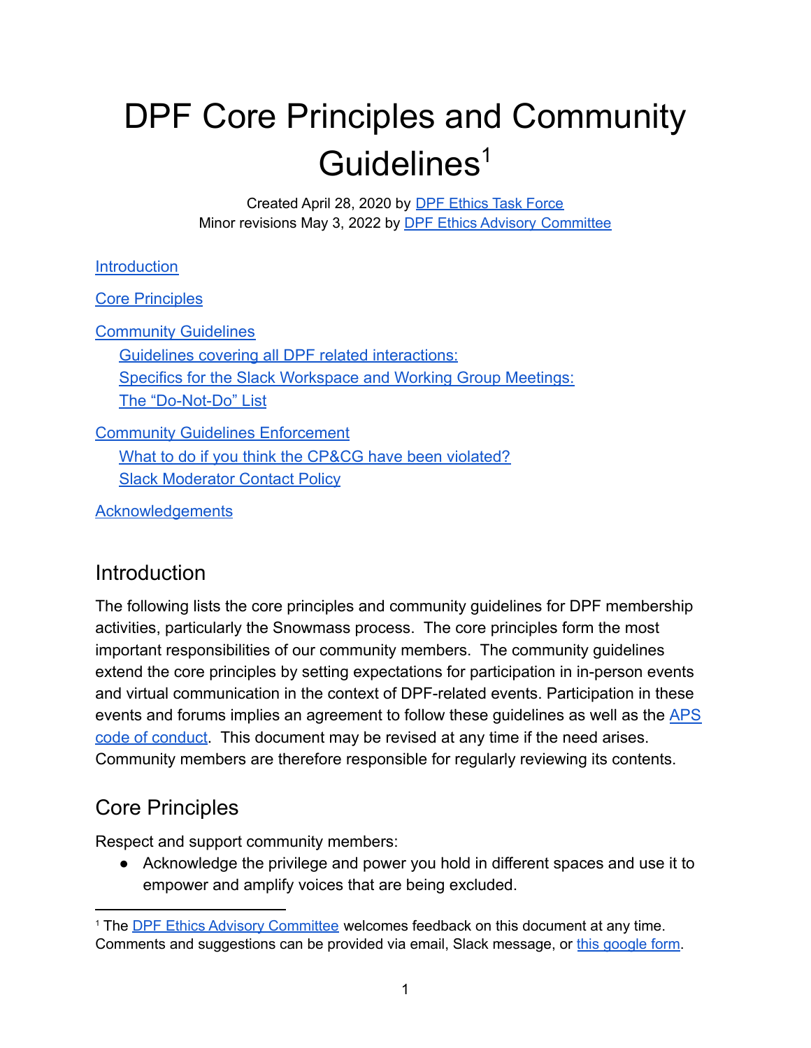# DPF Core Principles and Community Guidelines[1]

Created April 28, 2020 by DPF Ethics Task Force
Minor revisions May 3, 2022 by DPF Ethics Advisory Committee

Introduction

Core Principles

Community Guidelines
- Guidelines covering all DPF related interactions:
- Specifics for the Slack Workspace and Working Group Meetings:
- The "Do-Not-Do" List

Community Guidelines Enforcement
- What to do if you think the CP&CG have been violated?
- Slack Moderator Contact Policy

Acknowledgements

## Introduction

The following lists the core principles and community guidelines for DPF membership activities, particularly the Snowmass process. The core principles form the most important responsibilities of our community members. The community guidelines extend the core principles by setting expectations for participation in in-person events and virtual communication in the context of DPF-related events. Participation in these events and forums implies an agreement to follow these guidelines as well as the APS code of conduct. This document may be revised at any time if the need arises. Community members are therefore responsible for regularly reviewing its contents.

## Core Principles

Respect and support community members:

- Acknowledge the privilege and power you hold in different spaces and use it to empower and amplify voices that are being excluded.

[1] The DPF Ethics Advisory Committee welcomes feedback on this document at any time. Comments and suggestions can be provided via email, Slack message, or this google form.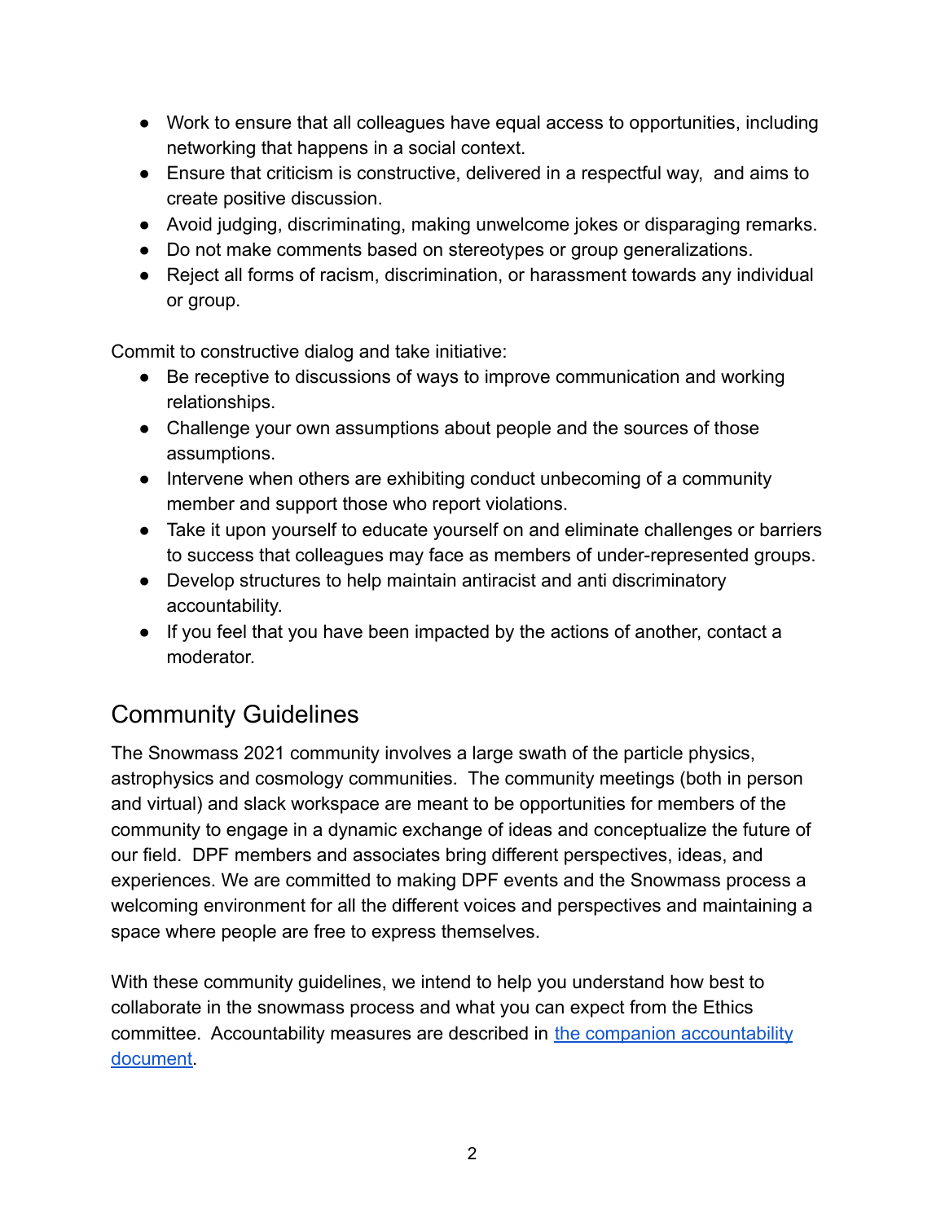- Work to ensure that all colleagues have equal access to opportunities, including networking that happens in a social context.
- Ensure that criticism is constructive, delivered in a respectful way, and aims to create positive discussion.
- Avoid judging, discriminating, making unwelcome jokes or disparaging remarks.
- Do not make comments based on stereotypes or group generalizations.
- Reject all forms of racism, discrimination, or harassment towards any individual or group.

Commit to constructive dialog and take initiative:

- Be receptive to discussions of ways to improve communication and working relationships.
- Challenge your own assumptions about people and the sources of those assumptions.
- Intervene when others are exhibiting conduct unbecoming of a community member and support those who report violations.
- Take it upon yourself to educate yourself on and eliminate challenges or barriers to success that colleagues may face as members of under-represented groups.
- Develop structures to help maintain antiracist and anti discriminatory accountability.
- If you feel that you have been impacted by the actions of another, contact a moderator.

## Community Guidelines

The Snowmass 2021 community involves a large swath of the particle physics, astrophysics and cosmology communities. The community meetings (both in person and virtual) and slack workspace are meant to be opportunities for members of the community to engage in a dynamic exchange of ideas and conceptualize the future of our field. DPF members and associates bring different perspectives, ideas, and experiences. We are committed to making DPF events and the Snowmass process a welcoming environment for all the different voices and perspectives and maintaining a space where people are free to express themselves.

With these community guidelines, we intend to help you understand how best to collaborate in the snowmass process and what you can expect from the Ethics committee. Accountability measures are described in the companion accountability document.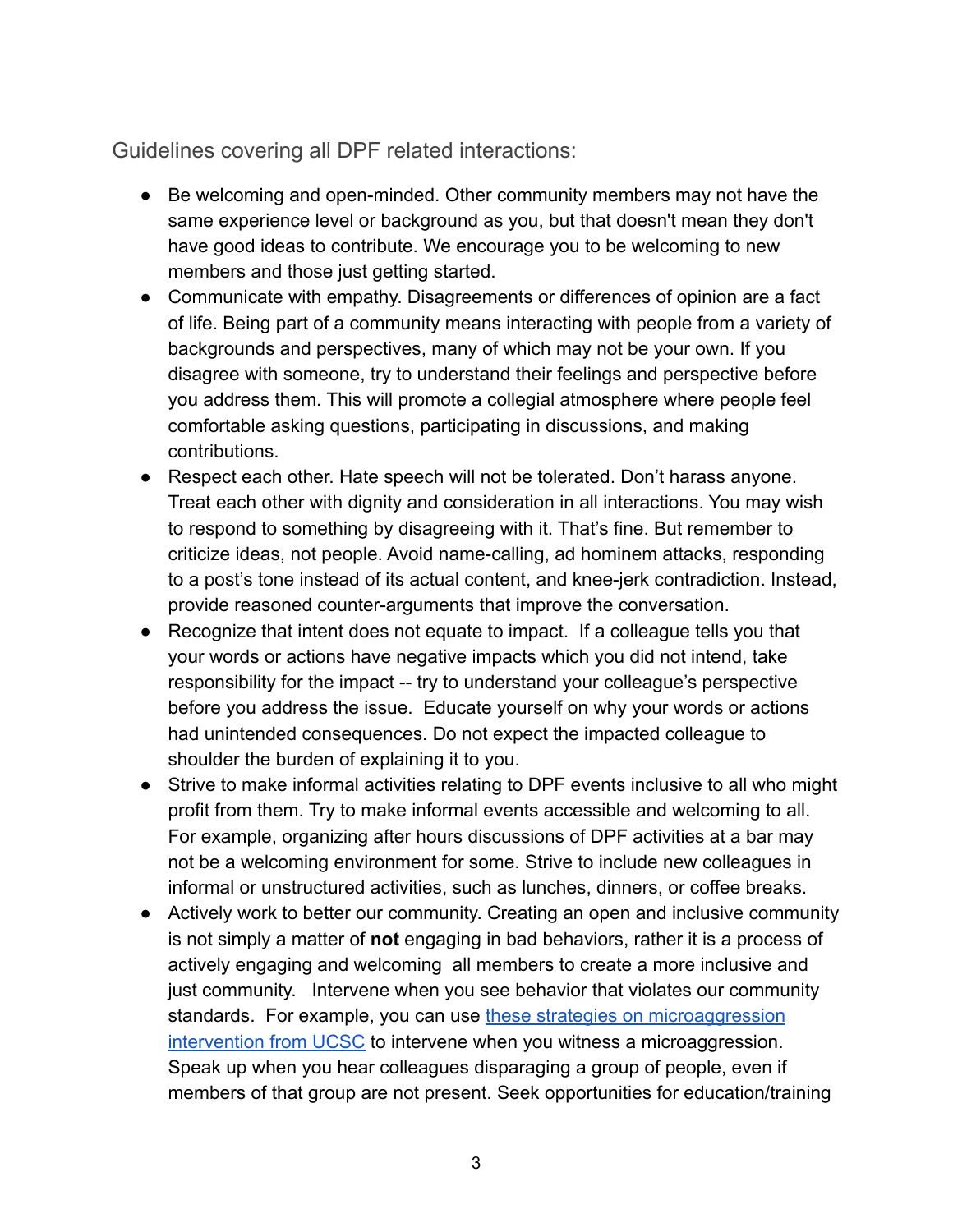Guidelines covering all DPF related interactions:

- Be welcoming and open-minded. Other community members may not have the same experience level or background as you, but that doesn't mean they don't have good ideas to contribute. We encourage you to be welcoming to new members and those just getting started.
- Communicate with empathy. Disagreements or differences of opinion are a fact of life. Being part of a community means interacting with people from a variety of backgrounds and perspectives, many of which may not be your own. If you disagree with someone, try to understand their feelings and perspective before you address them. This will promote a collegial atmosphere where people feel comfortable asking questions, participating in discussions, and making contributions.
- Respect each other. Hate speech will not be tolerated. Don't harass anyone. Treat each other with dignity and consideration in all interactions. You may wish to respond to something by disagreeing with it. That's fine. But remember to criticize ideas, not people. Avoid name-calling, ad hominem attacks, responding to a post's tone instead of its actual content, and knee-jerk contradiction. Instead, provide reasoned counter-arguments that improve the conversation.
- Recognize that intent does not equate to impact. If a colleague tells you that your words or actions have negative impacts which you did not intend, take responsibility for the impact -- try to understand your colleague's perspective before you address the issue. Educate yourself on why your words or actions had unintended consequences. Do not expect the impacted colleague to shoulder the burden of explaining it to you.
- Strive to make informal activities relating to DPF events inclusive to all who might profit from them. Try to make informal events accessible and welcoming to all. For example, organizing after hours discussions of DPF activities at a bar may not be a welcoming environment for some. Strive to include new colleagues in informal or unstructured activities, such as lunches, dinners, or coffee breaks.
- Actively work to better our community. Creating an open and inclusive community is not simply a matter of **not** engaging in bad behaviors, rather it is a process of actively engaging and welcoming all members to create a more inclusive and just community. Intervene when you see behavior that violates our community standards. For example, you can use these strategies on microaggression intervention from UCSC to intervene when you witness a microaggression. Speak up when you hear colleagues disparaging a group of people, even if members of that group are not present. Seek opportunities for education/training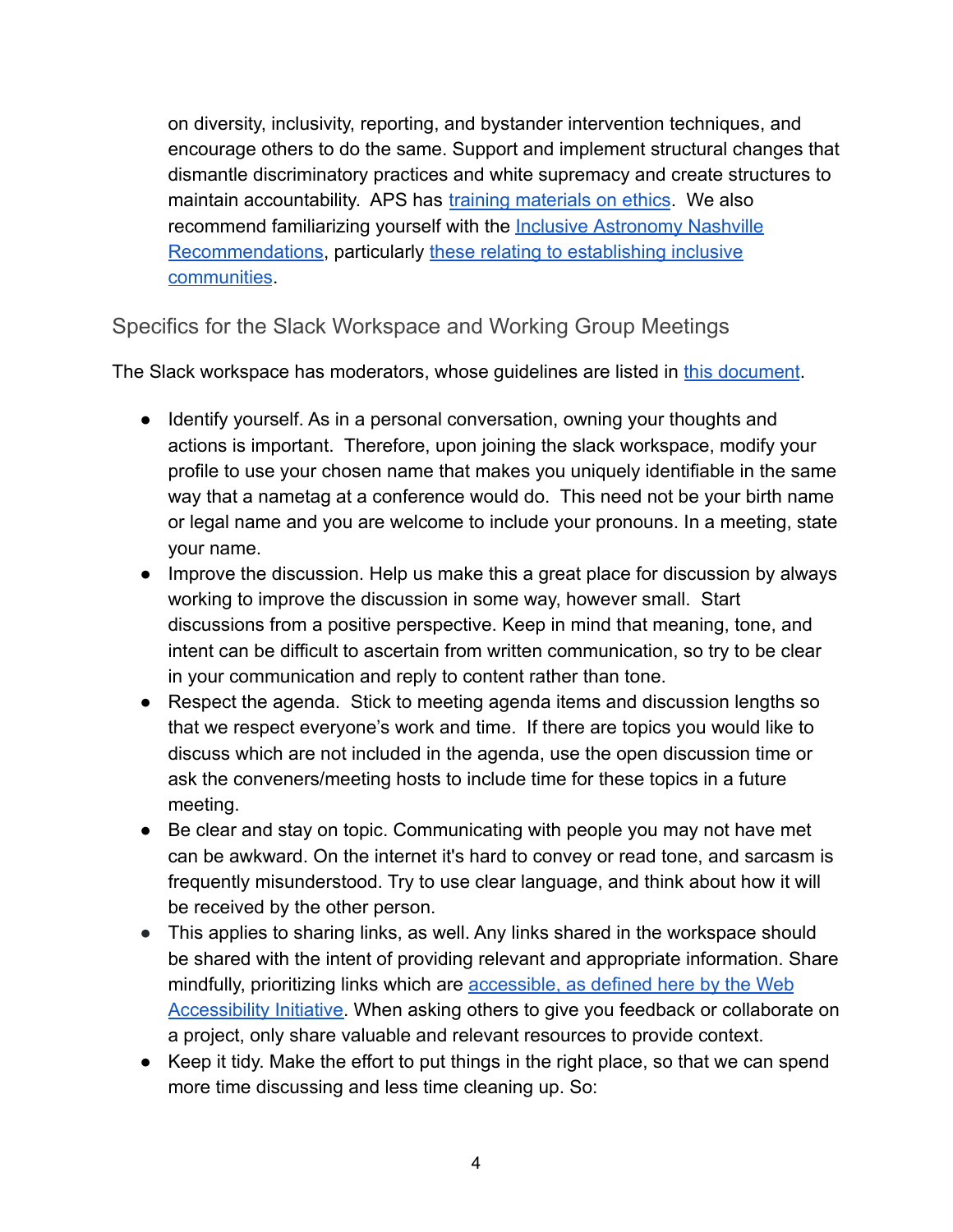on diversity, inclusivity, reporting, and bystander intervention techniques, and encourage others to do the same. Support and implement structural changes that dismantle discriminatory practices and white supremacy and create structures to maintain accountability. APS has training materials on ethics. We also recommend familiarizing yourself with the Inclusive Astronomy Nashville Recommendations, particularly these relating to establishing inclusive communities.

## Specifics for the Slack Workspace and Working Group Meetings

The Slack workspace has moderators, whose guidelines are listed in this document.

- Identify yourself. As in a personal conversation, owning your thoughts and actions is important. Therefore, upon joining the slack workspace, modify your profile to use your chosen name that makes you uniquely identifiable in the same way that a nametag at a conference would do. This need not be your birth name or legal name and you are welcome to include your pronouns. In a meeting, state your name.
- Improve the discussion. Help us make this a great place for discussion by always working to improve the discussion in some way, however small. Start discussions from a positive perspective. Keep in mind that meaning, tone, and intent can be difficult to ascertain from written communication, so try to be clear in your communication and reply to content rather than tone.
- Respect the agenda. Stick to meeting agenda items and discussion lengths so that we respect everyone's work and time. If there are topics you would like to discuss which are not included in the agenda, use the open discussion time or ask the conveners/meeting hosts to include time for these topics in a future meeting.
- Be clear and stay on topic. Communicating with people you may not have met can be awkward. On the internet it's hard to convey or read tone, and sarcasm is frequently misunderstood. Try to use clear language, and think about how it will be received by the other person.
- This applies to sharing links, as well. Any links shared in the workspace should be shared with the intent of providing relevant and appropriate information. Share mindfully, prioritizing links which are accessible, as defined here by the Web Accessibility Initiative. When asking others to give you feedback or collaborate on a project, only share valuable and relevant resources to provide context.
- Keep it tidy. Make the effort to put things in the right place, so that we can spend more time discussing and less time cleaning up. So: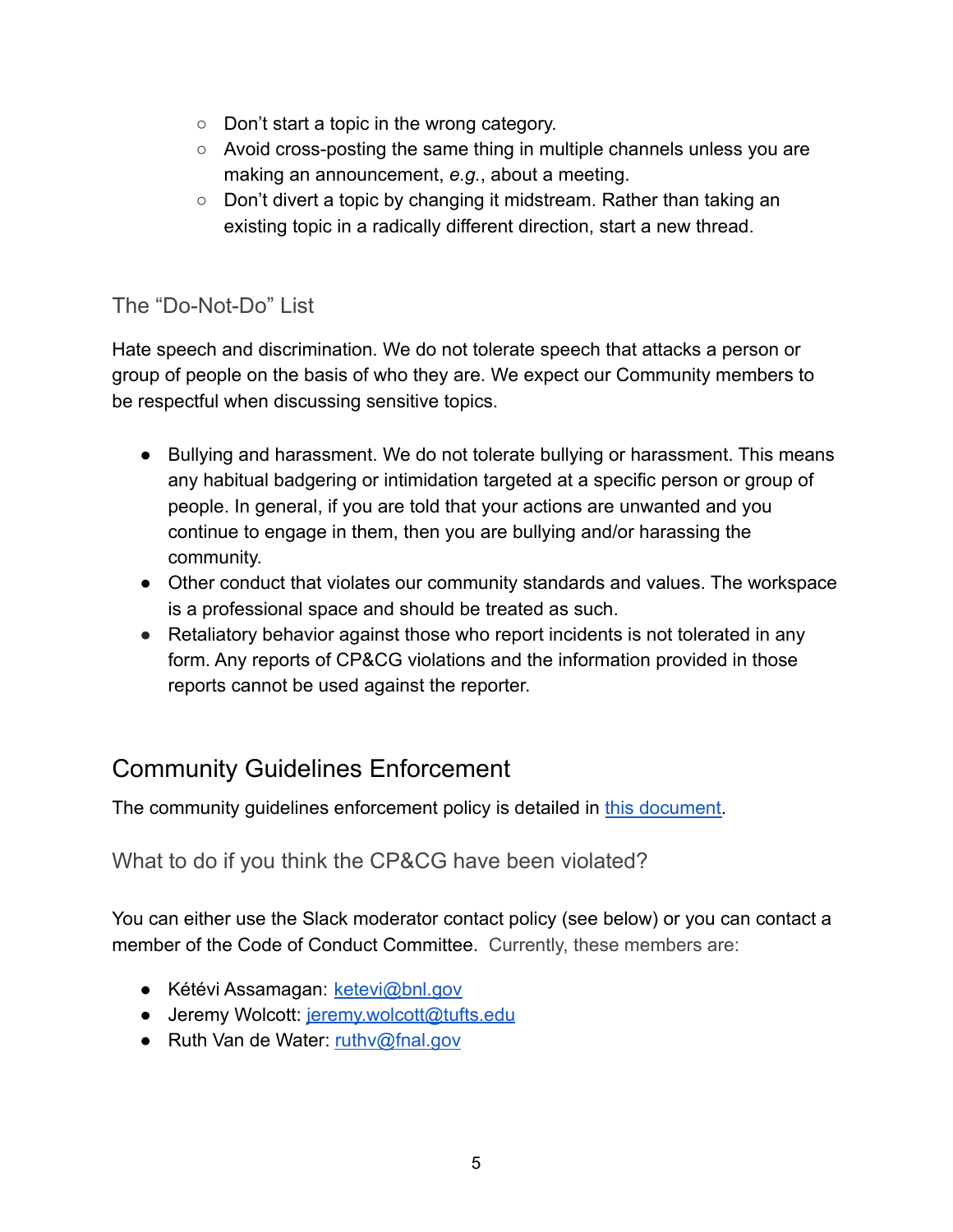- Don't start a topic in the wrong category.
   - Avoid cross-posting the same thing in multiple channels unless you are making an announcement, *e.g.*, about a meeting.
   - Don't divert a topic by changing it midstream. Rather than taking an existing topic in a radically different direction, start a new thread.

### The "Do-Not-Do" List

Hate speech and discrimination. We do not tolerate speech that attacks a person or group of people on the basis of who they are. We expect our Community members to be respectful when discussing sensitive topics.

- Bullying and harassment. We do not tolerate bullying or harassment. This means any habitual badgering or intimidation targeted at a specific person or group of people. In general, if you are told that your actions are unwanted and you continue to engage in them, then you are bullying and/or harassing the community.
- Other conduct that violates our community standards and values. The workspace is a professional space and should be treated as such.
- Retaliatory behavior against those who report incidents is not tolerated in any form. Any reports of CP&CG violations and the information provided in those reports cannot be used against the reporter.

## Community Guidelines Enforcement

The community guidelines enforcement policy is detailed in [this document].

### What to do if you think the CP&CG have been violated?

You can either use the Slack moderator contact policy (see below) or you can contact a member of the Code of Conduct Committee. Currently, these members are:

- Kétévi Assamagan: ketevi@bnl.gov
- Jeremy Wolcott: jeremy.wolcott@tufts.edu
- Ruth Van de Water: ruthv@fnal.gov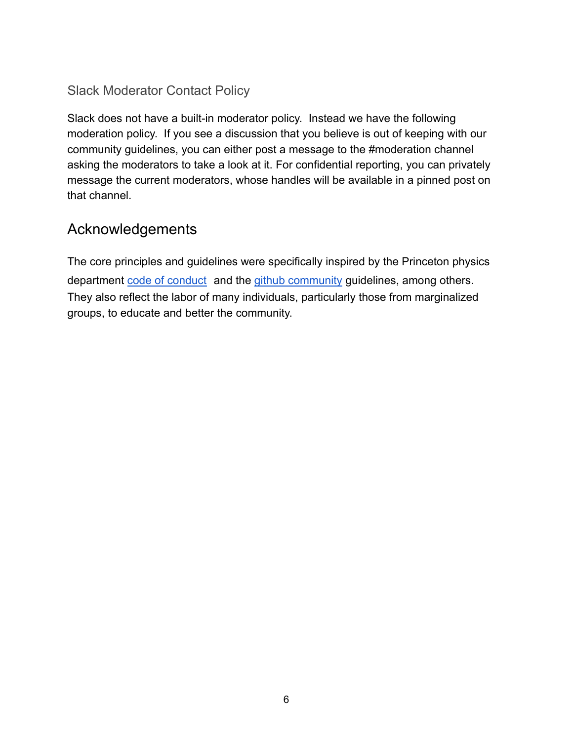### Slack Moderator Contact Policy

Slack does not have a built-in moderator policy. Instead we have the following moderation policy. If you see a discussion that you believe is out of keeping with our community guidelines, you can either post a message to the #moderation channel asking the moderators to take a look at it. For confidential reporting, you can privately message the current moderators, whose handles will be available in a pinned post on that channel.

## Acknowledgements

The core principles and guidelines were specifically inspired by the Princeton physics department code of conduct and the github community guidelines, among others. They also reflect the labor of many individuals, particularly those from marginalized groups, to educate and better the community.